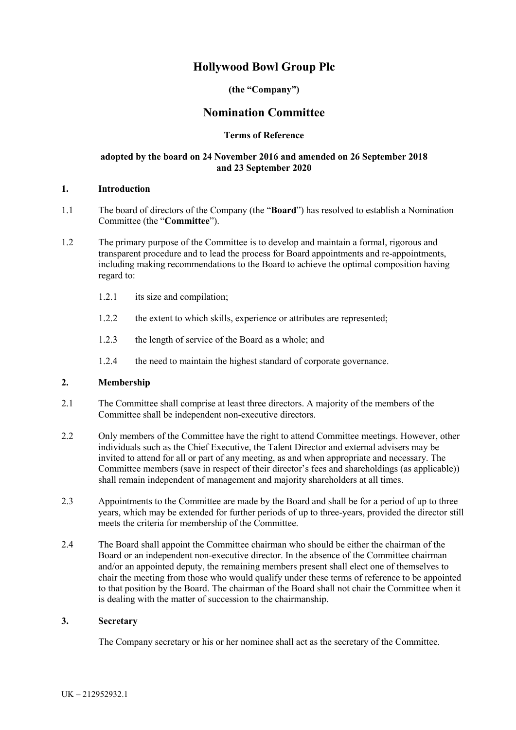# Hollywood Bowl Group Plc

**(the "Company")**

## Nomination Committee

**Terms of Reference**

**adopted by the board on 24 November 2016 and amended on 26 September 2018 and 23 September 2020**

### 1. Introduction

1.1 The board of directors of the Company (the "**Board**") has resolved to establish a Nomination Committee (the "**Committee**").

1.2 The primary purpose of the Committee is to develop and maintain a formal, rigorous and transparent procedure and to lead the process for Board appointments and re-appointments, including making recommendations to the Board to achieve the optimal composition having regard to:

- 1.2.1 its size and compilation;
- 1.2.2 the extent to which skills, experience or attributes are represented;
- 1.2.3 the length of service of the Board as a whole; and
- 1.2.4 the need to maintain the highest standard of corporate governance.

### 2. Membership

2.1 The Committee shall comprise at least three directors. A majority of the members of the Committee shall be independent non-executive directors.

2.2 Only members of the Committee have the right to attend Committee meetings. However, other individuals such as the Chief Executive, the Talent Director and external advisers may be invited to attend for all or part of any meeting, as and when appropriate and necessary. The Committee members (save in respect of their director's fees and shareholdings (as applicable)) shall remain independent of management and majority shareholders at all times.

2.3 Appointments to the Committee are made by the Board and shall be for a period of up to three years, which may be extended for further periods of up to three-years, provided the director still meets the criteria for membership of the Committee.

2.4 The Board shall appoint the Committee chairman who should be either the chairman of the Board or an independent non-executive director. In the absence of the Committee chairman and/or an appointed deputy, the remaining members present shall elect one of themselves to chair the meeting from those who would qualify under these terms of reference to be appointed to that position by the Board. The chairman of the Board shall not chair the Committee when it is dealing with the matter of succession to the chairmanship.

### 3. Secretary

The Company secretary or his or her nominee shall act as the secretary of the Committee.

UK – 212952932.1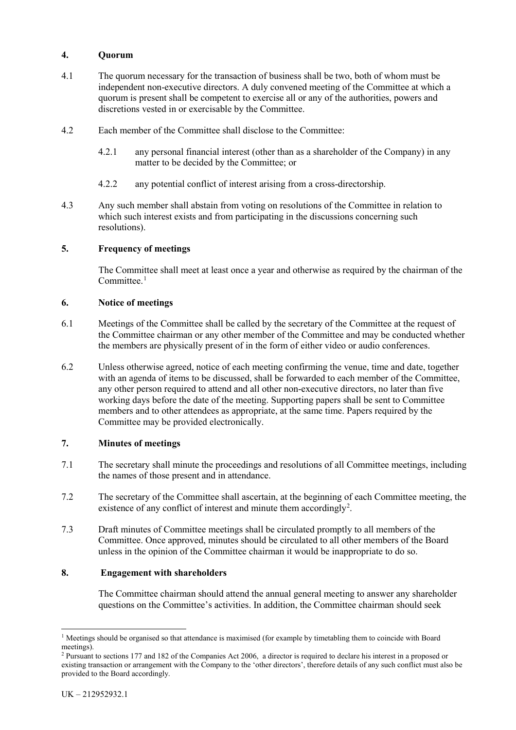## 4. Quorum

4.1 The quorum necessary for the transaction of business shall be two, both of whom must be independent non-executive directors. A duly convened meeting of the Committee at which a quorum is present shall be competent to exercise all or any of the authorities, powers and discretions vested in or exercisable by the Committee.

4.2 Each member of the Committee shall disclose to the Committee:

4.2.1 any personal financial interest (other than as a shareholder of the Company) in any matter to be decided by the Committee; or

4.2.2 any potential conflict of interest arising from a cross-directorship.

4.3 Any such member shall abstain from voting on resolutions of the Committee in relation to which such interest exists and from participating in the discussions concerning such resolutions).

## 5. Frequency of meetings

The Committee shall meet at least once a year and otherwise as required by the chairman of the Committee.[1]

## 6. Notice of meetings

6.1 Meetings of the Committee shall be called by the secretary of the Committee at the request of the Committee chairman or any other member of the Committee and may be conducted whether the members are physically present of in the form of either video or audio conferences.

6.2 Unless otherwise agreed, notice of each meeting confirming the venue, time and date, together with an agenda of items to be discussed, shall be forwarded to each member of the Committee, any other person required to attend and all other non-executive directors, no later than five working days before the date of the meeting. Supporting papers shall be sent to Committee members and to other attendees as appropriate, at the same time. Papers required by the Committee may be provided electronically.

## 7. Minutes of meetings

7.1 The secretary shall minute the proceedings and resolutions of all Committee meetings, including the names of those present and in attendance.

7.2 The secretary of the Committee shall ascertain, at the beginning of each Committee meeting, the existence of any conflict of interest and minute them accordingly[2].

7.3 Draft minutes of Committee meetings shall be circulated promptly to all members of the Committee. Once approved, minutes should be circulated to all other members of the Board unless in the opinion of the Committee chairman it would be inappropriate to do so.

## 8. Engagement with shareholders

The Committee chairman should attend the annual general meeting to answer any shareholder questions on the Committee's activities. In addition, the Committee chairman should seek

---

[1] Meetings should be organised so that attendance is maximised (for example by timetabling them to coincide with Board meetings).

[2] Pursuant to sections 177 and 182 of the Companies Act 2006, a director is required to declare his interest in a proposed or existing transaction or arrangement with the Company to the 'other directors', therefore details of any such conflict must also be provided to the Board accordingly.

UK – 212952932.1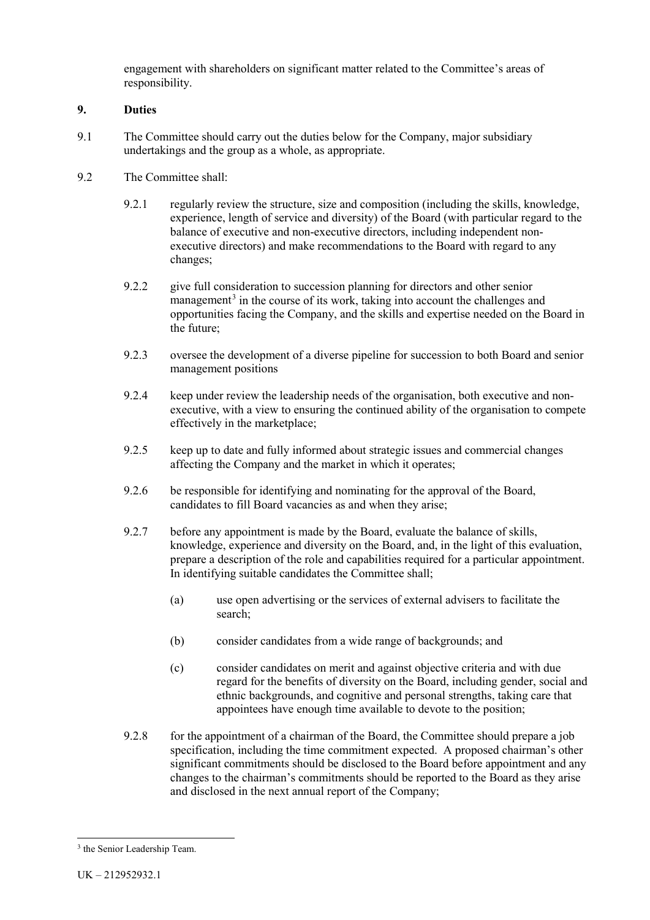engagement with shareholders on significant matter related to the Committee's areas of responsibility.

## 9. Duties

9.1 The Committee should carry out the duties below for the Company, major subsidiary undertakings and the group as a whole, as appropriate.

9.2 The Committee shall:

9.2.1 regularly review the structure, size and composition (including the skills, knowledge, experience, length of service and diversity) of the Board (with particular regard to the balance of executive and non-executive directors, including independent non-executive directors) and make recommendations to the Board with regard to any changes;

9.2.2 give full consideration to succession planning for directors and other senior management[3] in the course of its work, taking into account the challenges and opportunities facing the Company, and the skills and expertise needed on the Board in the future;

9.2.3 oversee the development of a diverse pipeline for succession to both Board and senior management positions

9.2.4 keep under review the leadership needs of the organisation, both executive and non-executive, with a view to ensuring the continued ability of the organisation to compete effectively in the marketplace;

9.2.5 keep up to date and fully informed about strategic issues and commercial changes affecting the Company and the market in which it operates;

9.2.6 be responsible for identifying and nominating for the approval of the Board, candidates to fill Board vacancies as and when they arise;

9.2.7 before any appointment is made by the Board, evaluate the balance of skills, knowledge, experience and diversity on the Board, and, in the light of this evaluation, prepare a description of the role and capabilities required for a particular appointment. In identifying suitable candidates the Committee shall;

(a) use open advertising or the services of external advisers to facilitate the search;

(b) consider candidates from a wide range of backgrounds; and

(c) consider candidates on merit and against objective criteria and with due regard for the benefits of diversity on the Board, including gender, social and ethnic backgrounds, and cognitive and personal strengths, taking care that appointees have enough time available to devote to the position;

9.2.8 for the appointment of a chairman of the Board, the Committee should prepare a job specification, including the time commitment expected. A proposed chairman's other significant commitments should be disclosed to the Board before appointment and any changes to the chairman's commitments should be reported to the Board as they arise and disclosed in the next annual report of the Company;

[3] the Senior Leadership Team.

UK – 212952932.1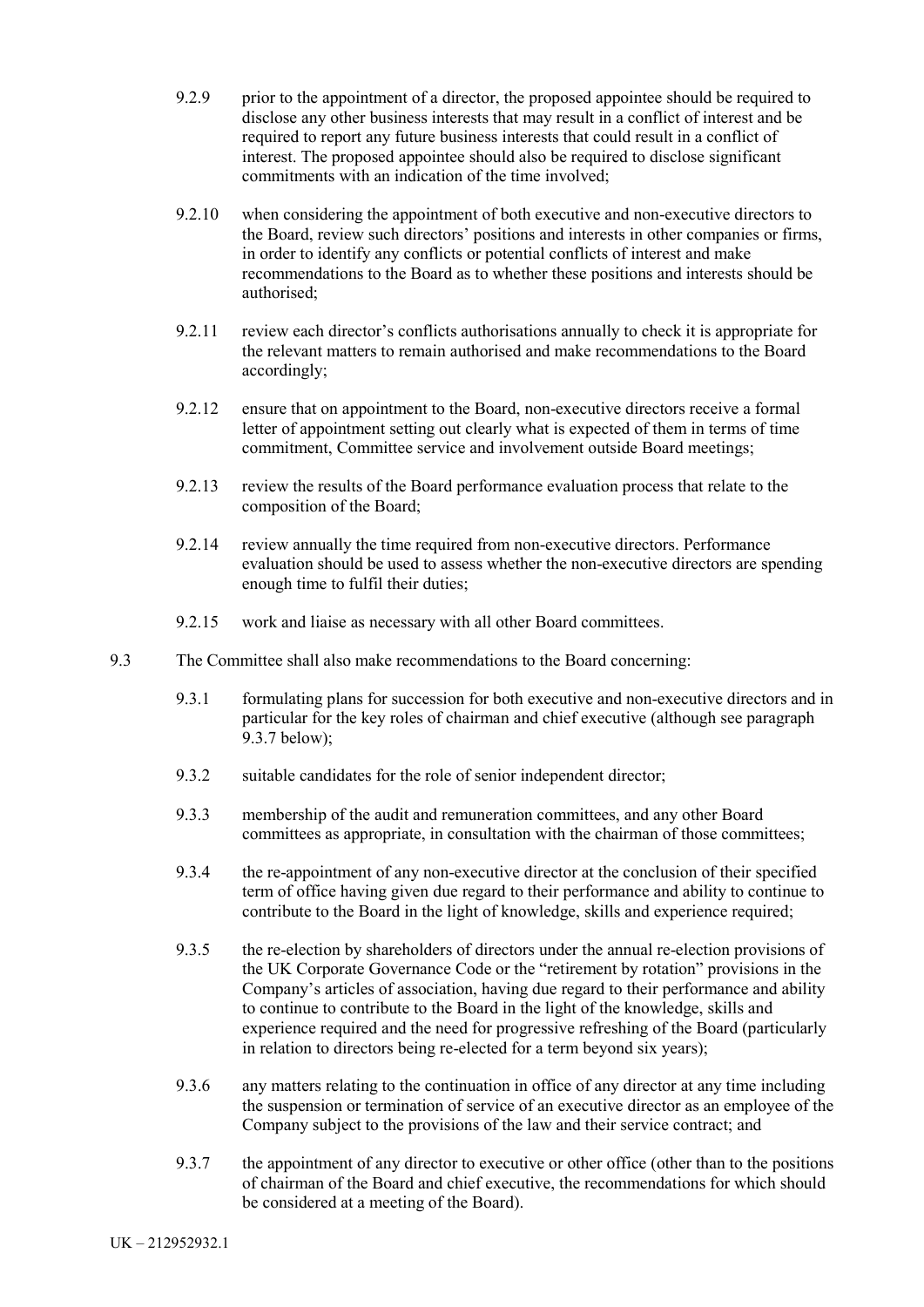9.2.9 prior to the appointment of a director, the proposed appointee should be required to disclose any other business interests that may result in a conflict of interest and be required to report any future business interests that could result in a conflict of interest. The proposed appointee should also be required to disclose significant commitments with an indication of the time involved;

9.2.10 when considering the appointment of both executive and non-executive directors to the Board, review such directors' positions and interests in other companies or firms, in order to identify any conflicts or potential conflicts of interest and make recommendations to the Board as to whether these positions and interests should be authorised;

9.2.11 review each director's conflicts authorisations annually to check it is appropriate for the relevant matters to remain authorised and make recommendations to the Board accordingly;

9.2.12 ensure that on appointment to the Board, non-executive directors receive a formal letter of appointment setting out clearly what is expected of them in terms of time commitment, Committee service and involvement outside Board meetings;

9.2.13 review the results of the Board performance evaluation process that relate to the composition of the Board;

9.2.14 review annually the time required from non-executive directors. Performance evaluation should be used to assess whether the non-executive directors are spending enough time to fulfil their duties;

9.2.15 work and liaise as necessary with all other Board committees.

9.3 The Committee shall also make recommendations to the Board concerning:

9.3.1 formulating plans for succession for both executive and non-executive directors and in particular for the key roles of chairman and chief executive (although see paragraph 9.3.7 below);

9.3.2 suitable candidates for the role of senior independent director;

9.3.3 membership of the audit and remuneration committees, and any other Board committees as appropriate, in consultation with the chairman of those committees;

9.3.4 the re-appointment of any non-executive director at the conclusion of their specified term of office having given due regard to their performance and ability to continue to contribute to the Board in the light of knowledge, skills and experience required;

9.3.5 the re-election by shareholders of directors under the annual re-election provisions of the UK Corporate Governance Code or the "retirement by rotation" provisions in the Company's articles of association, having due regard to their performance and ability to continue to contribute to the Board in the light of the knowledge, skills and experience required and the need for progressive refreshing of the Board (particularly in relation to directors being re-elected for a term beyond six years);

9.3.6 any matters relating to the continuation in office of any director at any time including the suspension or termination of service of an executive director as an employee of the Company subject to the provisions of the law and their service contract; and

9.3.7 the appointment of any director to executive or other office (other than to the positions of chairman of the Board and chief executive, the recommendations for which should be considered at a meeting of the Board).

UK – 212952932.1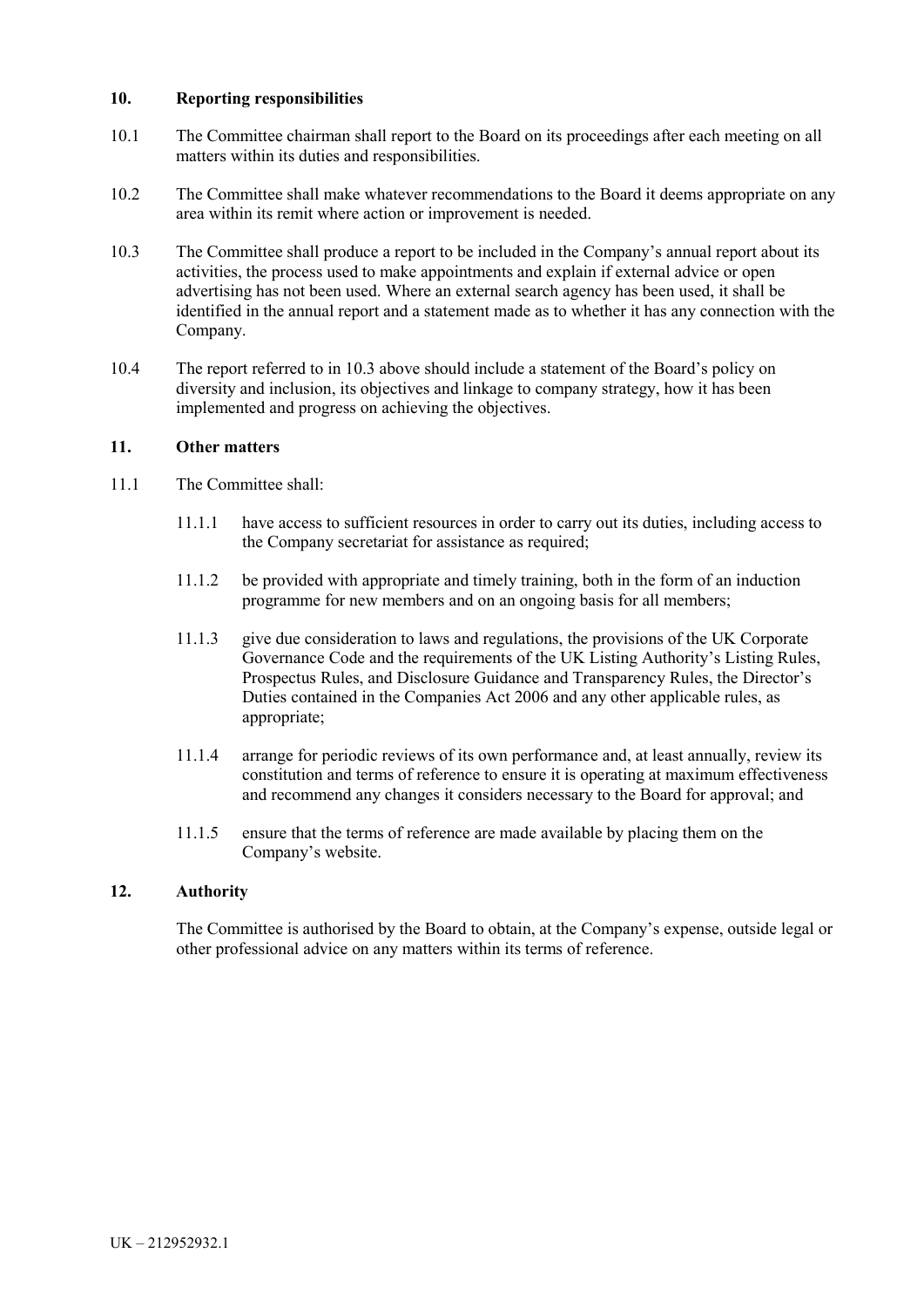## 10. Reporting responsibilities

10.1 The Committee chairman shall report to the Board on its proceedings after each meeting on all matters within its duties and responsibilities.

10.2 The Committee shall make whatever recommendations to the Board it deems appropriate on any area within its remit where action or improvement is needed.

10.3 The Committee shall produce a report to be included in the Company's annual report about its activities, the process used to make appointments and explain if external advice or open advertising has not been used. Where an external search agency has been used, it shall be identified in the annual report and a statement made as to whether it has any connection with the Company.

10.4 The report referred to in 10.3 above should include a statement of the Board's policy on diversity and inclusion, its objectives and linkage to company strategy, how it has been implemented and progress on achieving the objectives.

## 11. Other matters

11.1 The Committee shall:

11.1.1 have access to sufficient resources in order to carry out its duties, including access to the Company secretariat for assistance as required;

11.1.2 be provided with appropriate and timely training, both in the form of an induction programme for new members and on an ongoing basis for all members;

11.1.3 give due consideration to laws and regulations, the provisions of the UK Corporate Governance Code and the requirements of the UK Listing Authority's Listing Rules, Prospectus Rules, and Disclosure Guidance and Transparency Rules, the Director's Duties contained in the Companies Act 2006 and any other applicable rules, as appropriate;

11.1.4 arrange for periodic reviews of its own performance and, at least annually, review its constitution and terms of reference to ensure it is operating at maximum effectiveness and recommend any changes it considers necessary to the Board for approval; and

11.1.5 ensure that the terms of reference are made available by placing them on the Company's website.

## 12. Authority

The Committee is authorised by the Board to obtain, at the Company's expense, outside legal or other professional advice on any matters within its terms of reference.

UK – 212952932.1